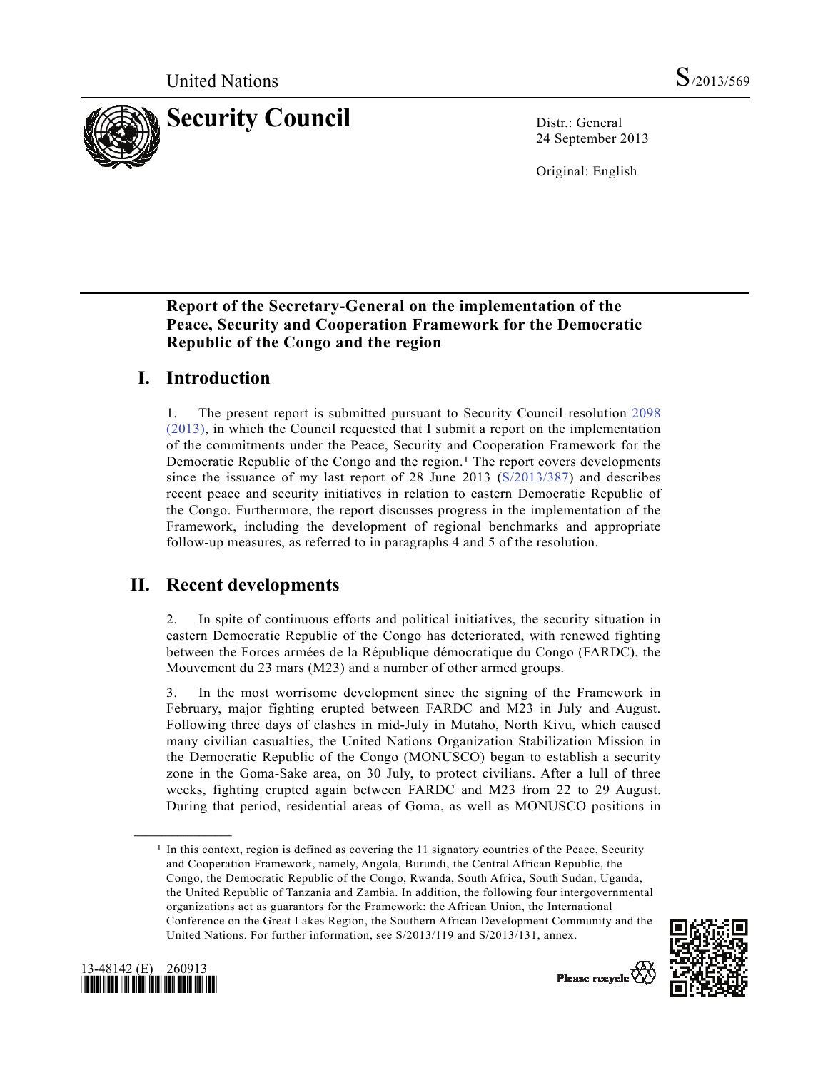United Nations S/2013/569

# Security Council

Distr.: General
24 September 2013

Original: English

## Report of the Secretary-General on the implementation of the Peace, Security and Cooperation Framework for the Democratic Republic of the Congo and the region

## I. Introduction

1. The present report is submitted pursuant to Security Council resolution 2098 (2013), in which the Council requested that I submit a report on the implementation of the commitments under the Peace, Security and Cooperation Framework for the Democratic Republic of the Congo and the region.[1] The report covers developments since the issuance of my last report of 28 June 2013 (S/2013/387) and describes recent peace and security initiatives in relation to eastern Democratic Republic of the Congo. Furthermore, the report discusses progress in the implementation of the Framework, including the development of regional benchmarks and appropriate follow-up measures, as referred to in paragraphs 4 and 5 of the resolution.

## II. Recent developments

2. In spite of continuous efforts and political initiatives, the security situation in eastern Democratic Republic of the Congo has deteriorated, with renewed fighting between the Forces armées de la République démocratique du Congo (FARDC), the Mouvement du 23 mars (M23) and a number of other armed groups.

3. In the most worrisome development since the signing of the Framework in February, major fighting erupted between FARDC and M23 in July and August. Following three days of clashes in mid-July in Mutaho, North Kivu, which caused many civilian casualties, the United Nations Organization Stabilization Mission in the Democratic Republic of the Congo (MONUSCO) began to establish a security zone in the Goma-Sake area, on 30 July, to protect civilians. After a lull of three weeks, fighting erupted again between FARDC and M23 from 22 to 29 August. During that period, residential areas of Goma, as well as MONUSCO positions in

[1] In this context, region is defined as covering the 11 signatory countries of the Peace, Security and Cooperation Framework, namely, Angola, Burundi, the Central African Republic, the Congo, the Democratic Republic of the Congo, Rwanda, South Africa, South Sudan, Uganda, the United Republic of Tanzania and Zambia. In addition, the following four intergovernmental organizations act as guarantors for the Framework: the African Union, the International Conference on the Great Lakes Region, the Southern African Development Community and the United Nations. For further information, see S/2013/119 and S/2013/131, annex.

13-48142 (E) 260913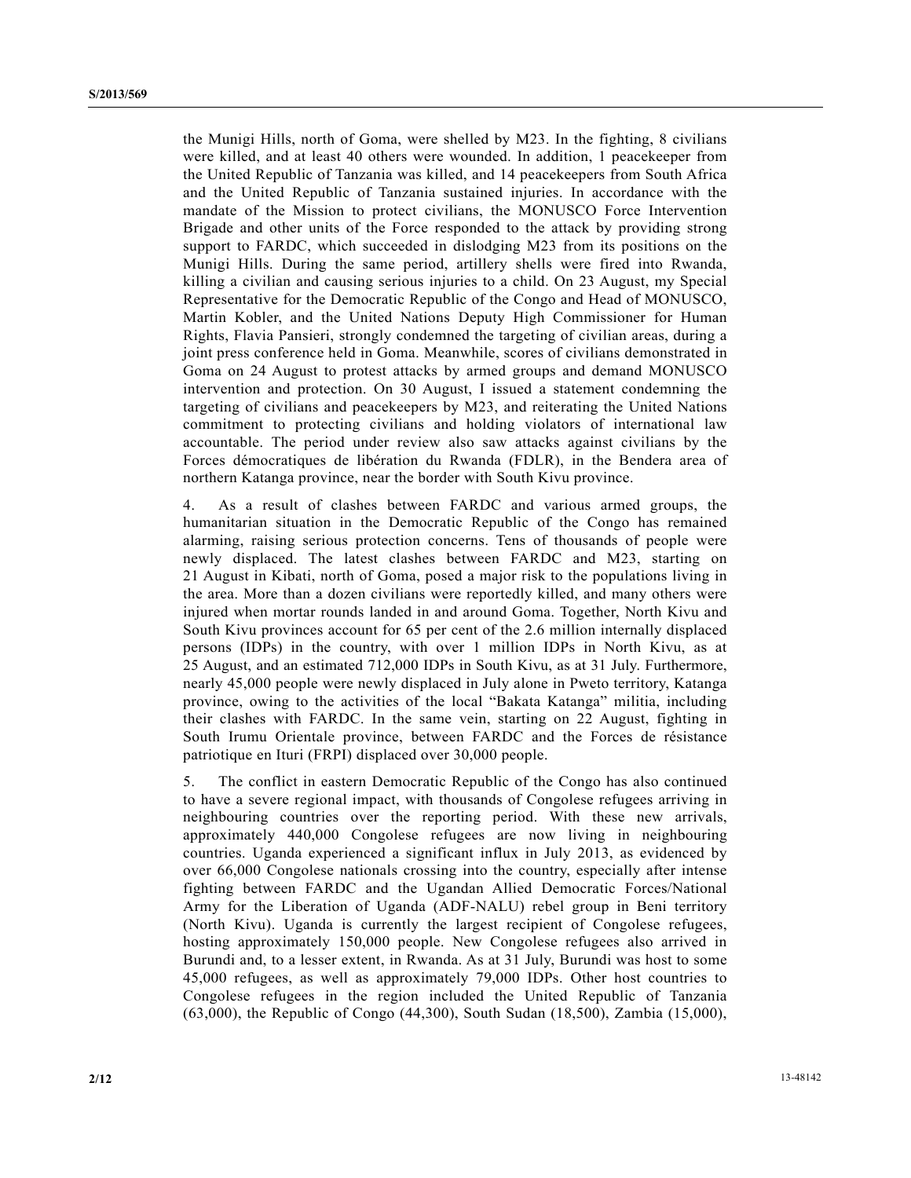the Munigi Hills, north of Goma, were shelled by M23. In the fighting, 8 civilians were killed, and at least 40 others were wounded. In addition, 1 peacekeeper from the United Republic of Tanzania was killed, and 14 peacekeepers from South Africa and the United Republic of Tanzania sustained injuries. In accordance with the mandate of the Mission to protect civilians, the MONUSCO Force Intervention Brigade and other units of the Force responded to the attack by providing strong support to FARDC, which succeeded in dislodging M23 from its positions on the Munigi Hills. During the same period, artillery shells were fired into Rwanda, killing a civilian and causing serious injuries to a child. On 23 August, my Special Representative for the Democratic Republic of the Congo and Head of MONUSCO, Martin Kobler, and the United Nations Deputy High Commissioner for Human Rights, Flavia Pansieri, strongly condemned the targeting of civilian areas, during a joint press conference held in Goma. Meanwhile, scores of civilians demonstrated in Goma on 24 August to protest attacks by armed groups and demand MONUSCO intervention and protection. On 30 August, I issued a statement condemning the targeting of civilians and peacekeepers by M23, and reiterating the United Nations commitment to protecting civilians and holding violators of international law accountable. The period under review also saw attacks against civilians by the Forces démocratiques de libération du Rwanda (FDLR), in the Bendera area of northern Katanga province, near the border with South Kivu province.

4. As a result of clashes between FARDC and various armed groups, the humanitarian situation in the Democratic Republic of the Congo has remained alarming, raising serious protection concerns. Tens of thousands of people were newly displaced. The latest clashes between FARDC and M23, starting on 21 August in Kibati, north of Goma, posed a major risk to the populations living in the area. More than a dozen civilians were reportedly killed, and many others were injured when mortar rounds landed in and around Goma. Together, North Kivu and South Kivu provinces account for 65 per cent of the 2.6 million internally displaced persons (IDPs) in the country, with over 1 million IDPs in North Kivu, as at 25 August, and an estimated 712,000 IDPs in South Kivu, as at 31 July. Furthermore, nearly 45,000 people were newly displaced in July alone in Pweto territory, Katanga province, owing to the activities of the local "Bakata Katanga" militia, including their clashes with FARDC. In the same vein, starting on 22 August, fighting in South Irumu Orientale province, between FARDC and the Forces de résistance patriotique en Ituri (FRPI) displaced over 30,000 people.

5. The conflict in eastern Democratic Republic of the Congo has also continued to have a severe regional impact, with thousands of Congolese refugees arriving in neighbouring countries over the reporting period. With these new arrivals, approximately 440,000 Congolese refugees are now living in neighbouring countries. Uganda experienced a significant influx in July 2013, as evidenced by over 66,000 Congolese nationals crossing into the country, especially after intense fighting between FARDC and the Ugandan Allied Democratic Forces/National Army for the Liberation of Uganda (ADF-NALU) rebel group in Beni territory (North Kivu). Uganda is currently the largest recipient of Congolese refugees, hosting approximately 150,000 people. New Congolese refugees also arrived in Burundi and, to a lesser extent, in Rwanda. As at 31 July, Burundi was host to some 45,000 refugees, as well as approximately 79,000 IDPs. Other host countries to Congolese refugees in the region included the United Republic of Tanzania (63,000), the Republic of Congo (44,300), South Sudan (18,500), Zambia (15,000),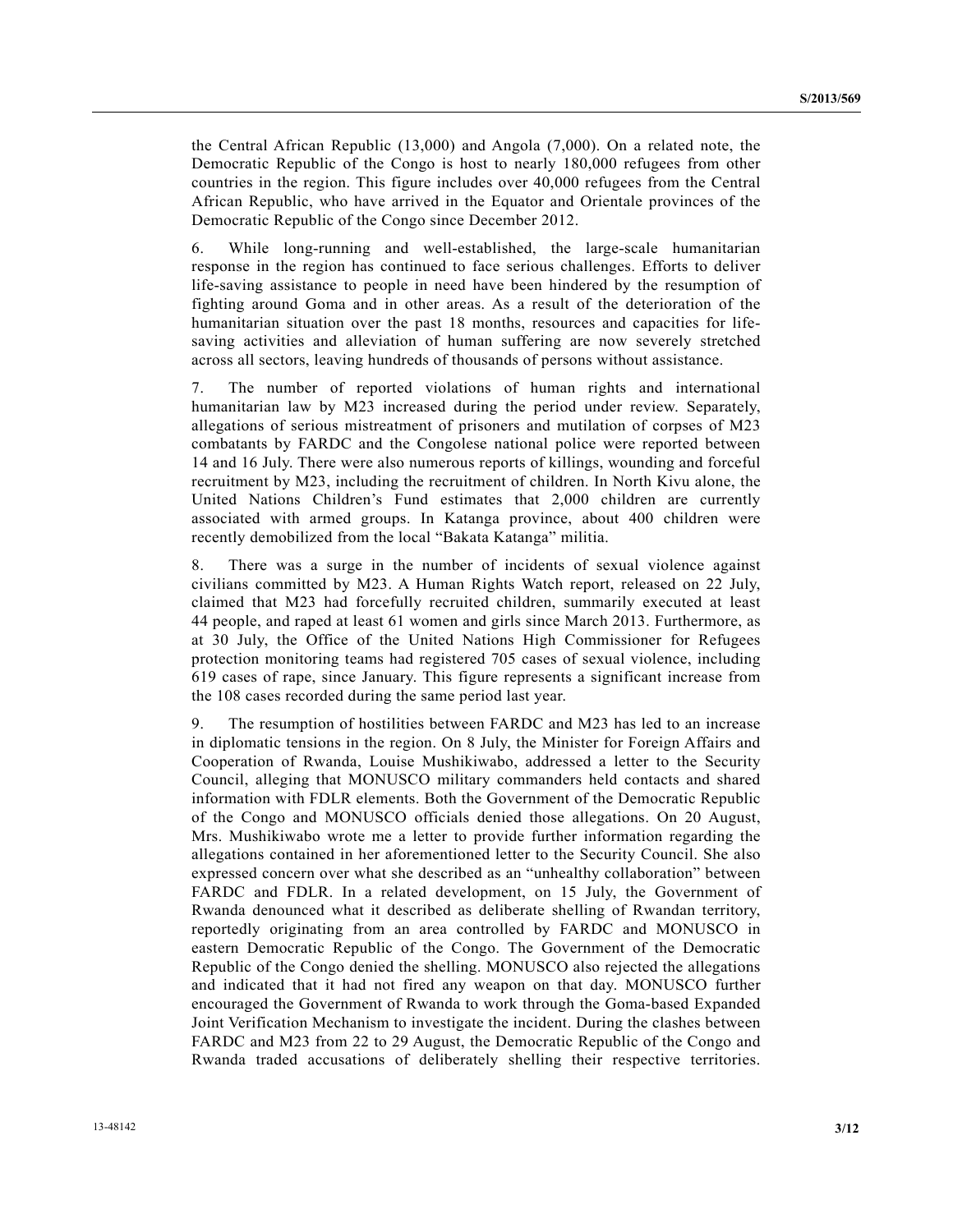the Central African Republic (13,000) and Angola (7,000). On a related note, the Democratic Republic of the Congo is host to nearly 180,000 refugees from other countries in the region. This figure includes over 40,000 refugees from the Central African Republic, who have arrived in the Equator and Orientale provinces of the Democratic Republic of the Congo since December 2012.

6. While long-running and well-established, the large-scale humanitarian response in the region has continued to face serious challenges. Efforts to deliver life-saving assistance to people in need have been hindered by the resumption of fighting around Goma and in other areas. As a result of the deterioration of the humanitarian situation over the past 18 months, resources and capacities for life-saving activities and alleviation of human suffering are now severely stretched across all sectors, leaving hundreds of thousands of persons without assistance.

7. The number of reported violations of human rights and international humanitarian law by M23 increased during the period under review. Separately, allegations of serious mistreatment of prisoners and mutilation of corpses of M23 combatants by FARDC and the Congolese national police were reported between 14 and 16 July. There were also numerous reports of killings, wounding and forceful recruitment by M23, including the recruitment of children. In North Kivu alone, the United Nations Children's Fund estimates that 2,000 children are currently associated with armed groups. In Katanga province, about 400 children were recently demobilized from the local "Bakata Katanga" militia.

8. There was a surge in the number of incidents of sexual violence against civilians committed by M23. A Human Rights Watch report, released on 22 July, claimed that M23 had forcefully recruited children, summarily executed at least 44 people, and raped at least 61 women and girls since March 2013. Furthermore, as at 30 July, the Office of the United Nations High Commissioner for Refugees protection monitoring teams had registered 705 cases of sexual violence, including 619 cases of rape, since January. This figure represents a significant increase from the 108 cases recorded during the same period last year.

9. The resumption of hostilities between FARDC and M23 has led to an increase in diplomatic tensions in the region. On 8 July, the Minister for Foreign Affairs and Cooperation of Rwanda, Louise Mushikiwabo, addressed a letter to the Security Council, alleging that MONUSCO military commanders held contacts and shared information with FDLR elements. Both the Government of the Democratic Republic of the Congo and MONUSCO officials denied those allegations. On 20 August, Mrs. Mushikiwabo wrote me a letter to provide further information regarding the allegations contained in her aforementioned letter to the Security Council. She also expressed concern over what she described as an "unhealthy collaboration" between FARDC and FDLR. In a related development, on 15 July, the Government of Rwanda denounced what it described as deliberate shelling of Rwandan territory, reportedly originating from an area controlled by FARDC and MONUSCO in eastern Democratic Republic of the Congo. The Government of the Democratic Republic of the Congo denied the shelling. MONUSCO also rejected the allegations and indicated that it had not fired any weapon on that day. MONUSCO further encouraged the Government of Rwanda to work through the Goma-based Expanded Joint Verification Mechanism to investigate the incident. During the clashes between FARDC and M23 from 22 to 29 August, the Democratic Republic of the Congo and Rwanda traded accusations of deliberately shelling their respective territories.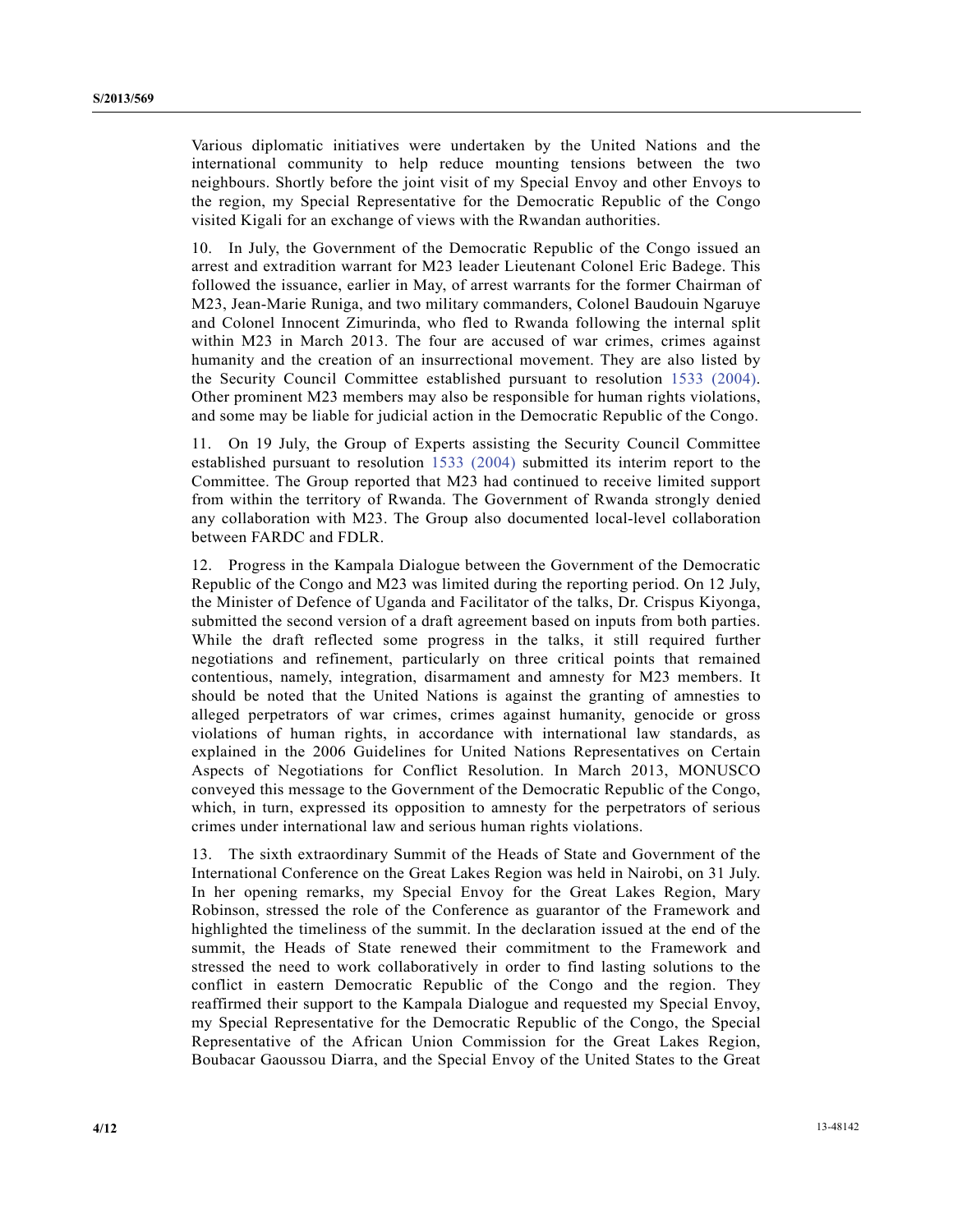Various diplomatic initiatives were undertaken by the United Nations and the international community to help reduce mounting tensions between the two neighbours. Shortly before the joint visit of my Special Envoy and other Envoys to the region, my Special Representative for the Democratic Republic of the Congo visited Kigali for an exchange of views with the Rwandan authorities.

10. In July, the Government of the Democratic Republic of the Congo issued an arrest and extradition warrant for M23 leader Lieutenant Colonel Eric Badege. This followed the issuance, earlier in May, of arrest warrants for the former Chairman of M23, Jean-Marie Runiga, and two military commanders, Colonel Baudouin Ngaruye and Colonel Innocent Zimurinda, who fled to Rwanda following the internal split within M23 in March 2013. The four are accused of war crimes, crimes against humanity and the creation of an insurrectional movement. They are also listed by the Security Council Committee established pursuant to resolution 1533 (2004). Other prominent M23 members may also be responsible for human rights violations, and some may be liable for judicial action in the Democratic Republic of the Congo.

11. On 19 July, the Group of Experts assisting the Security Council Committee established pursuant to resolution 1533 (2004) submitted its interim report to the Committee. The Group reported that M23 had continued to receive limited support from within the territory of Rwanda. The Government of Rwanda strongly denied any collaboration with M23. The Group also documented local-level collaboration between FARDC and FDLR.

12. Progress in the Kampala Dialogue between the Government of the Democratic Republic of the Congo and M23 was limited during the reporting period. On 12 July, the Minister of Defence of Uganda and Facilitator of the talks, Dr. Crispus Kiyonga, submitted the second version of a draft agreement based on inputs from both parties. While the draft reflected some progress in the talks, it still required further negotiations and refinement, particularly on three critical points that remained contentious, namely, integration, disarmament and amnesty for M23 members. It should be noted that the United Nations is against the granting of amnesties to alleged perpetrators of war crimes, crimes against humanity, genocide or gross violations of human rights, in accordance with international law standards, as explained in the 2006 Guidelines for United Nations Representatives on Certain Aspects of Negotiations for Conflict Resolution. In March 2013, MONUSCO conveyed this message to the Government of the Democratic Republic of the Congo, which, in turn, expressed its opposition to amnesty for the perpetrators of serious crimes under international law and serious human rights violations.

13. The sixth extraordinary Summit of the Heads of State and Government of the International Conference on the Great Lakes Region was held in Nairobi, on 31 July. In her opening remarks, my Special Envoy for the Great Lakes Region, Mary Robinson, stressed the role of the Conference as guarantor of the Framework and highlighted the timeliness of the summit. In the declaration issued at the end of the summit, the Heads of State renewed their commitment to the Framework and stressed the need to work collaboratively in order to find lasting solutions to the conflict in eastern Democratic Republic of the Congo and the region. They reaffirmed their support to the Kampala Dialogue and requested my Special Envoy, my Special Representative for the Democratic Republic of the Congo, the Special Representative of the African Union Commission for the Great Lakes Region, Boubacar Gaoussou Diarra, and the Special Envoy of the United States to the Great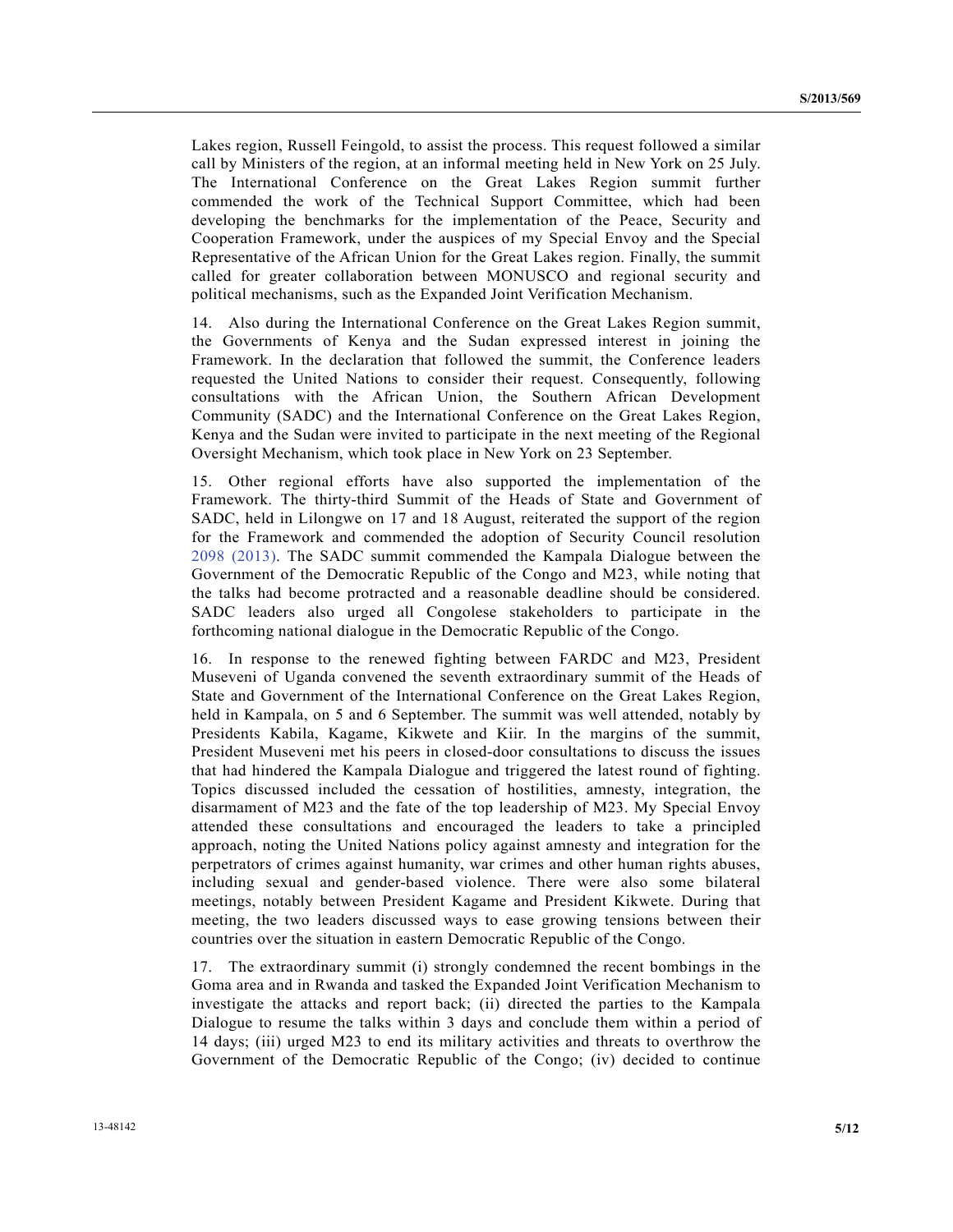Lakes region, Russell Feingold, to assist the process. This request followed a similar call by Ministers of the region, at an informal meeting held in New York on 25 July. The International Conference on the Great Lakes Region summit further commended the work of the Technical Support Committee, which had been developing the benchmarks for the implementation of the Peace, Security and Cooperation Framework, under the auspices of my Special Envoy and the Special Representative of the African Union for the Great Lakes region. Finally, the summit called for greater collaboration between MONUSCO and regional security and political mechanisms, such as the Expanded Joint Verification Mechanism.

14. Also during the International Conference on the Great Lakes Region summit, the Governments of Kenya and the Sudan expressed interest in joining the Framework. In the declaration that followed the summit, the Conference leaders requested the United Nations to consider their request. Consequently, following consultations with the African Union, the Southern African Development Community (SADC) and the International Conference on the Great Lakes Region, Kenya and the Sudan were invited to participate in the next meeting of the Regional Oversight Mechanism, which took place in New York on 23 September.

15. Other regional efforts have also supported the implementation of the Framework. The thirty-third Summit of the Heads of State and Government of SADC, held in Lilongwe on 17 and 18 August, reiterated the support of the region for the Framework and commended the adoption of Security Council resolution 2098 (2013). The SADC summit commended the Kampala Dialogue between the Government of the Democratic Republic of the Congo and M23, while noting that the talks had become protracted and a reasonable deadline should be considered. SADC leaders also urged all Congolese stakeholders to participate in the forthcoming national dialogue in the Democratic Republic of the Congo.

16. In response to the renewed fighting between FARDC and M23, President Museveni of Uganda convened the seventh extraordinary summit of the Heads of State and Government of the International Conference on the Great Lakes Region, held in Kampala, on 5 and 6 September. The summit was well attended, notably by Presidents Kabila, Kagame, Kikwete and Kiir. In the margins of the summit, President Museveni met his peers in closed-door consultations to discuss the issues that had hindered the Kampala Dialogue and triggered the latest round of fighting. Topics discussed included the cessation of hostilities, amnesty, integration, the disarmament of M23 and the fate of the top leadership of M23. My Special Envoy attended these consultations and encouraged the leaders to take a principled approach, noting the United Nations policy against amnesty and integration for the perpetrators of crimes against humanity, war crimes and other human rights abuses, including sexual and gender-based violence. There were also some bilateral meetings, notably between President Kagame and President Kikwete. During that meeting, the two leaders discussed ways to ease growing tensions between their countries over the situation in eastern Democratic Republic of the Congo.

17. The extraordinary summit (i) strongly condemned the recent bombings in the Goma area and in Rwanda and tasked the Expanded Joint Verification Mechanism to investigate the attacks and report back; (ii) directed the parties to the Kampala Dialogue to resume the talks within 3 days and conclude them within a period of 14 days; (iii) urged M23 to end its military activities and threats to overthrow the Government of the Democratic Republic of the Congo; (iv) decided to continue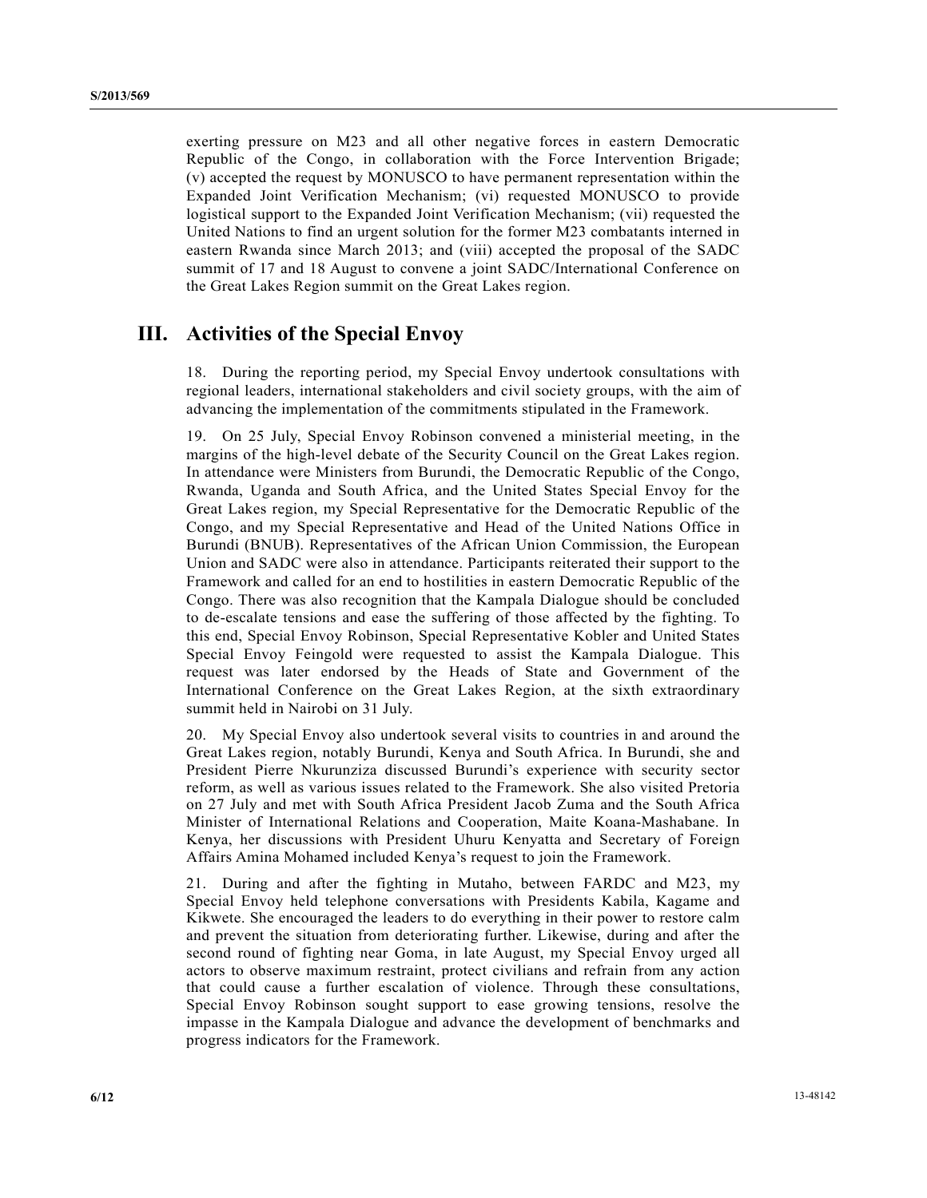exerting pressure on M23 and all other negative forces in eastern Democratic Republic of the Congo, in collaboration with the Force Intervention Brigade; (v) accepted the request by MONUSCO to have permanent representation within the Expanded Joint Verification Mechanism; (vi) requested MONUSCO to provide logistical support to the Expanded Joint Verification Mechanism; (vii) requested the United Nations to find an urgent solution for the former M23 combatants interned in eastern Rwanda since March 2013; and (viii) accepted the proposal of the SADC summit of 17 and 18 August to convene a joint SADC/International Conference on the Great Lakes Region summit on the Great Lakes region.

## III. Activities of the Special Envoy

18. During the reporting period, my Special Envoy undertook consultations with regional leaders, international stakeholders and civil society groups, with the aim of advancing the implementation of the commitments stipulated in the Framework.

19. On 25 July, Special Envoy Robinson convened a ministerial meeting, in the margins of the high-level debate of the Security Council on the Great Lakes region. In attendance were Ministers from Burundi, the Democratic Republic of the Congo, Rwanda, Uganda and South Africa, and the United States Special Envoy for the Great Lakes region, my Special Representative for the Democratic Republic of the Congo, and my Special Representative and Head of the United Nations Office in Burundi (BNUB). Representatives of the African Union Commission, the European Union and SADC were also in attendance. Participants reiterated their support to the Framework and called for an end to hostilities in eastern Democratic Republic of the Congo. There was also recognition that the Kampala Dialogue should be concluded to de-escalate tensions and ease the suffering of those affected by the fighting. To this end, Special Envoy Robinson, Special Representative Kobler and United States Special Envoy Feingold were requested to assist the Kampala Dialogue. This request was later endorsed by the Heads of State and Government of the International Conference on the Great Lakes Region, at the sixth extraordinary summit held in Nairobi on 31 July.

20. My Special Envoy also undertook several visits to countries in and around the Great Lakes region, notably Burundi, Kenya and South Africa. In Burundi, she and President Pierre Nkurunziza discussed Burundi's experience with security sector reform, as well as various issues related to the Framework. She also visited Pretoria on 27 July and met with South Africa President Jacob Zuma and the South Africa Minister of International Relations and Cooperation, Maite Koana-Mashabane. In Kenya, her discussions with President Uhuru Kenyatta and Secretary of Foreign Affairs Amina Mohamed included Kenya's request to join the Framework.

21. During and after the fighting in Mutaho, between FARDC and M23, my Special Envoy held telephone conversations with Presidents Kabila, Kagame and Kikwete. She encouraged the leaders to do everything in their power to restore calm and prevent the situation from deteriorating further. Likewise, during and after the second round of fighting near Goma, in late August, my Special Envoy urged all actors to observe maximum restraint, protect civilians and refrain from any action that could cause a further escalation of violence. Through these consultations, Special Envoy Robinson sought support to ease growing tensions, resolve the impasse in the Kampala Dialogue and advance the development of benchmarks and progress indicators for the Framework.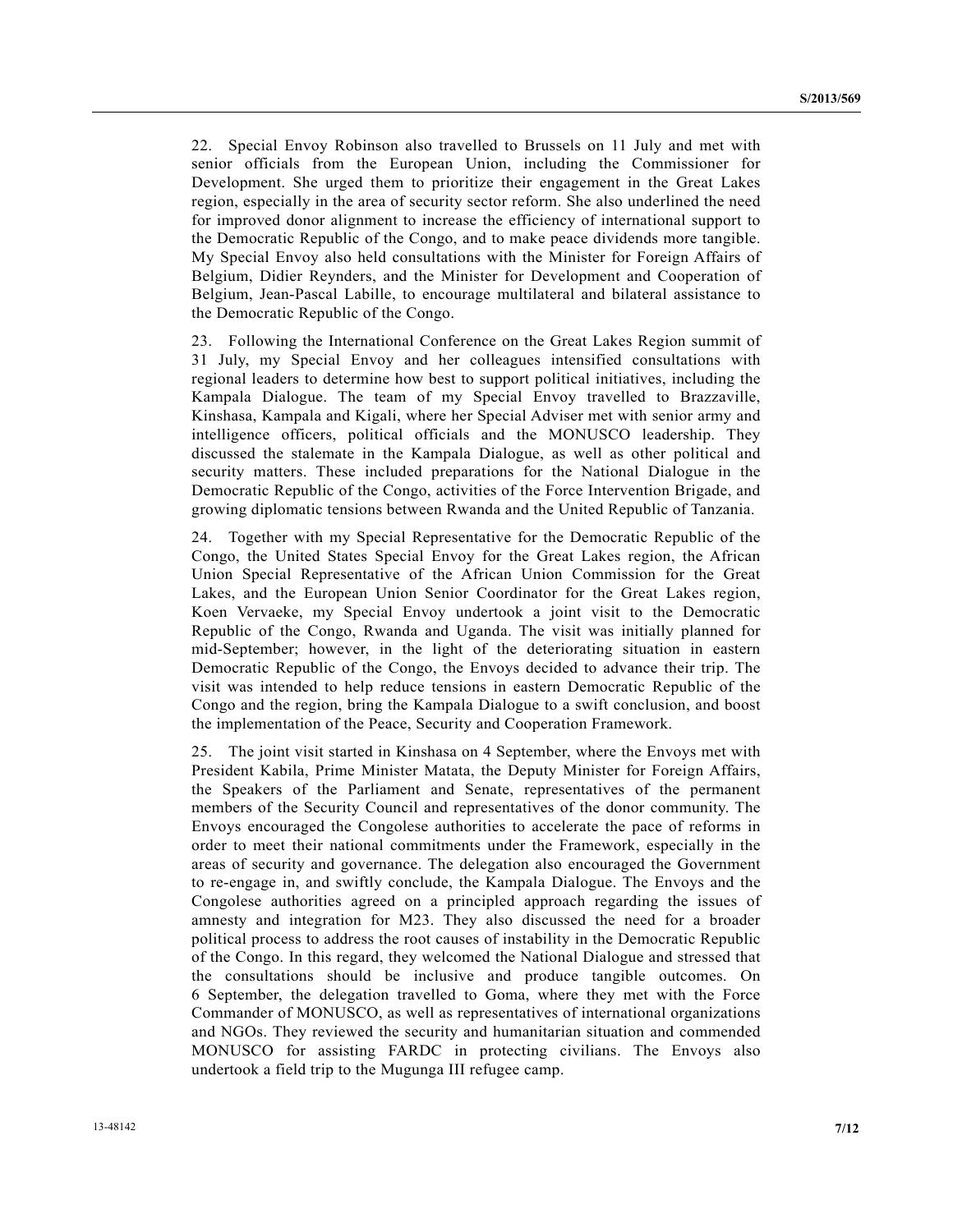22. Special Envoy Robinson also travelled to Brussels on 11 July and met with senior officials from the European Union, including the Commissioner for Development. She urged them to prioritize their engagement in the Great Lakes region, especially in the area of security sector reform. She also underlined the need for improved donor alignment to increase the efficiency of international support to the Democratic Republic of the Congo, and to make peace dividends more tangible. My Special Envoy also held consultations with the Minister for Foreign Affairs of Belgium, Didier Reynders, and the Minister for Development and Cooperation of Belgium, Jean-Pascal Labille, to encourage multilateral and bilateral assistance to the Democratic Republic of the Congo.

23. Following the International Conference on the Great Lakes Region summit of 31 July, my Special Envoy and her colleagues intensified consultations with regional leaders to determine how best to support political initiatives, including the Kampala Dialogue. The team of my Special Envoy travelled to Brazzaville, Kinshasa, Kampala and Kigali, where her Special Adviser met with senior army and intelligence officers, political officials and the MONUSCO leadership. They discussed the stalemate in the Kampala Dialogue, as well as other political and security matters. These included preparations for the National Dialogue in the Democratic Republic of the Congo, activities of the Force Intervention Brigade, and growing diplomatic tensions between Rwanda and the United Republic of Tanzania.

24. Together with my Special Representative for the Democratic Republic of the Congo, the United States Special Envoy for the Great Lakes region, the African Union Special Representative of the African Union Commission for the Great Lakes, and the European Union Senior Coordinator for the Great Lakes region, Koen Vervaeke, my Special Envoy undertook a joint visit to the Democratic Republic of the Congo, Rwanda and Uganda. The visit was initially planned for mid-September; however, in the light of the deteriorating situation in eastern Democratic Republic of the Congo, the Envoys decided to advance their trip. The visit was intended to help reduce tensions in eastern Democratic Republic of the Congo and the region, bring the Kampala Dialogue to a swift conclusion, and boost the implementation of the Peace, Security and Cooperation Framework.

25. The joint visit started in Kinshasa on 4 September, where the Envoys met with President Kabila, Prime Minister Matata, the Deputy Minister for Foreign Affairs, the Speakers of the Parliament and Senate, representatives of the permanent members of the Security Council and representatives of the donor community. The Envoys encouraged the Congolese authorities to accelerate the pace of reforms in order to meet their national commitments under the Framework, especially in the areas of security and governance. The delegation also encouraged the Government to re-engage in, and swiftly conclude, the Kampala Dialogue. The Envoys and the Congolese authorities agreed on a principled approach regarding the issues of amnesty and integration for M23. They also discussed the need for a broader political process to address the root causes of instability in the Democratic Republic of the Congo. In this regard, they welcomed the National Dialogue and stressed that the consultations should be inclusive and produce tangible outcomes. On 6 September, the delegation travelled to Goma, where they met with the Force Commander of MONUSCO, as well as representatives of international organizations and NGOs. They reviewed the security and humanitarian situation and commended MONUSCO for assisting FARDC in protecting civilians. The Envoys also undertook a field trip to the Mugunga III refugee camp.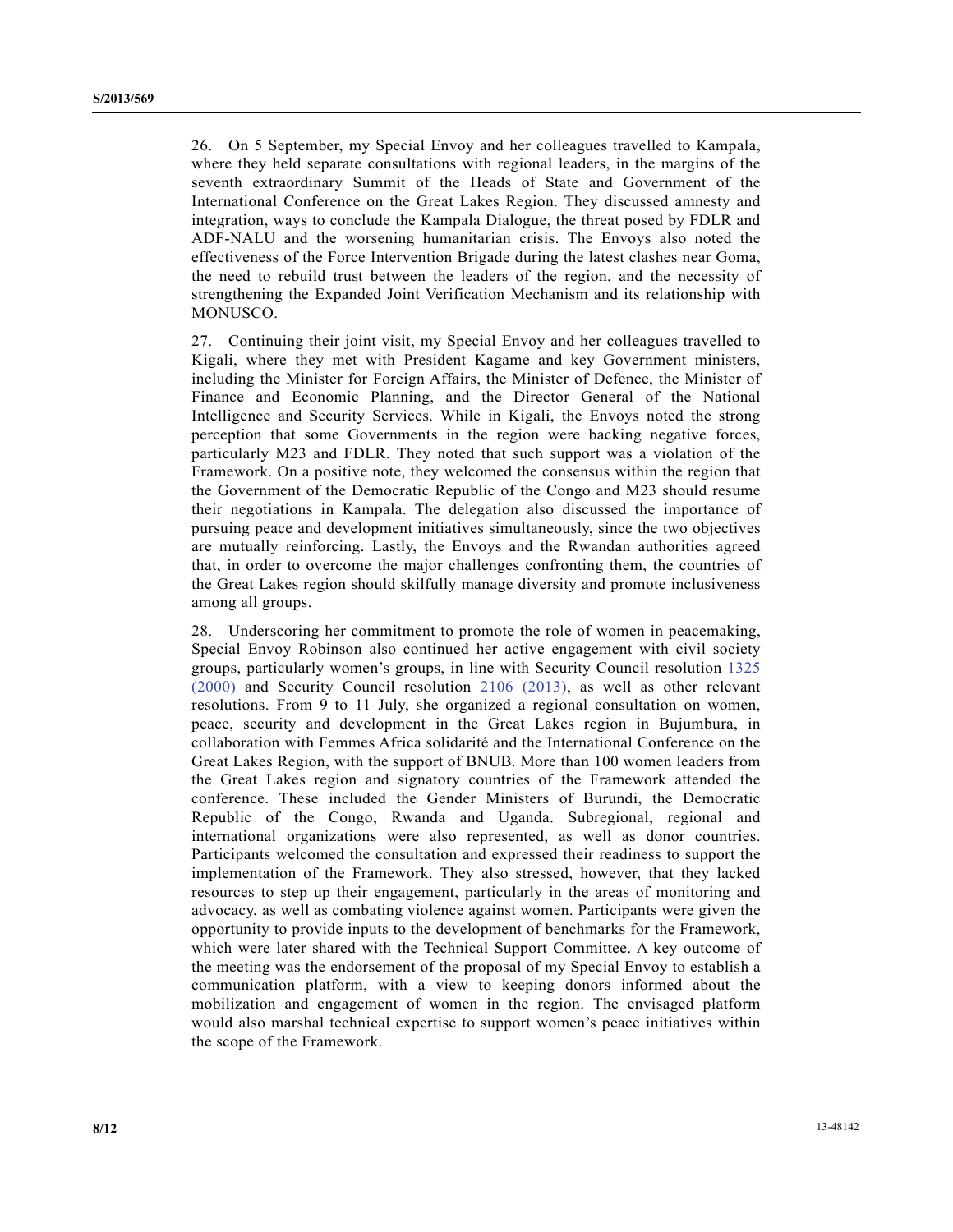26. On 5 September, my Special Envoy and her colleagues travelled to Kampala, where they held separate consultations with regional leaders, in the margins of the seventh extraordinary Summit of the Heads of State and Government of the International Conference on the Great Lakes Region. They discussed amnesty and integration, ways to conclude the Kampala Dialogue, the threat posed by FDLR and ADF-NALU and the worsening humanitarian crisis. The Envoys also noted the effectiveness of the Force Intervention Brigade during the latest clashes near Goma, the need to rebuild trust between the leaders of the region, and the necessity of strengthening the Expanded Joint Verification Mechanism and its relationship with MONUSCO.

27. Continuing their joint visit, my Special Envoy and her colleagues travelled to Kigali, where they met with President Kagame and key Government ministers, including the Minister for Foreign Affairs, the Minister of Defence, the Minister of Finance and Economic Planning, and the Director General of the National Intelligence and Security Services. While in Kigali, the Envoys noted the strong perception that some Governments in the region were backing negative forces, particularly M23 and FDLR. They noted that such support was a violation of the Framework. On a positive note, they welcomed the consensus within the region that the Government of the Democratic Republic of the Congo and M23 should resume their negotiations in Kampala. The delegation also discussed the importance of pursuing peace and development initiatives simultaneously, since the two objectives are mutually reinforcing. Lastly, the Envoys and the Rwandan authorities agreed that, in order to overcome the major challenges confronting them, the countries of the Great Lakes region should skilfully manage diversity and promote inclusiveness among all groups.

28. Underscoring her commitment to promote the role of women in peacemaking, Special Envoy Robinson also continued her active engagement with civil society groups, particularly women's groups, in line with Security Council resolution 1325 (2000) and Security Council resolution 2106 (2013), as well as other relevant resolutions. From 9 to 11 July, she organized a regional consultation on women, peace, security and development in the Great Lakes region in Bujumbura, in collaboration with Femmes Africa solidarité and the International Conference on the Great Lakes Region, with the support of BNUB. More than 100 women leaders from the Great Lakes region and signatory countries of the Framework attended the conference. These included the Gender Ministers of Burundi, the Democratic Republic of the Congo, Rwanda and Uganda. Subregional, regional and international organizations were also represented, as well as donor countries. Participants welcomed the consultation and expressed their readiness to support the implementation of the Framework. They also stressed, however, that they lacked resources to step up their engagement, particularly in the areas of monitoring and advocacy, as well as combating violence against women. Participants were given the opportunity to provide inputs to the development of benchmarks for the Framework, which were later shared with the Technical Support Committee. A key outcome of the meeting was the endorsement of the proposal of my Special Envoy to establish a communication platform, with a view to keeping donors informed about the mobilization and engagement of women in the region. The envisaged platform would also marshal technical expertise to support women's peace initiatives within the scope of the Framework.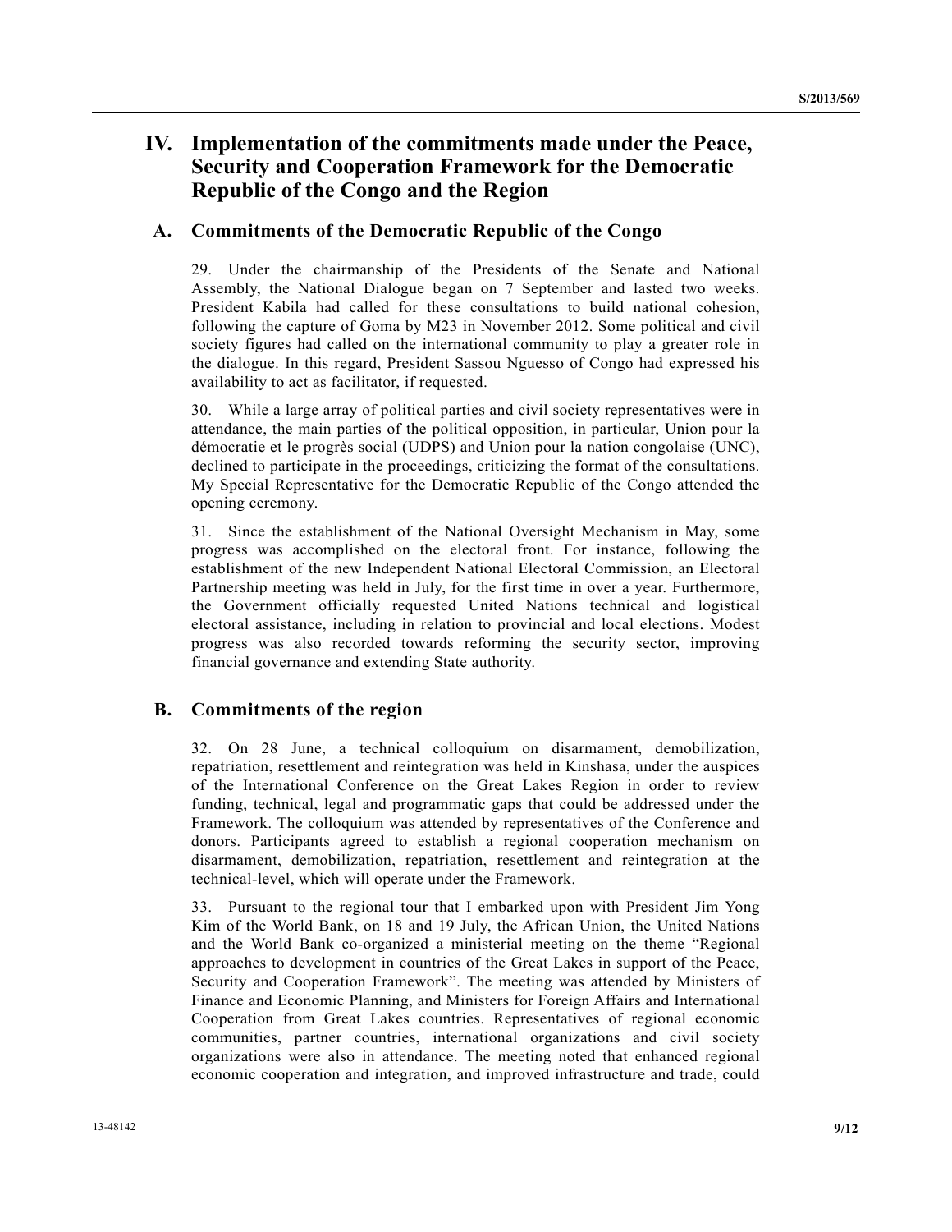# IV. Implementation of the commitments made under the Peace, Security and Cooperation Framework for the Democratic Republic of the Congo and the Region

## A. Commitments of the Democratic Republic of the Congo

29. Under the chairmanship of the Presidents of the Senate and National Assembly, the National Dialogue began on 7 September and lasted two weeks. President Kabila had called for these consultations to build national cohesion, following the capture of Goma by M23 in November 2012. Some political and civil society figures had called on the international community to play a greater role in the dialogue. In this regard, President Sassou Nguesso of Congo had expressed his availability to act as facilitator, if requested.

30. While a large array of political parties and civil society representatives were in attendance, the main parties of the political opposition, in particular, Union pour la démocratie et le progrès social (UDPS) and Union pour la nation congolaise (UNC), declined to participate in the proceedings, criticizing the format of the consultations. My Special Representative for the Democratic Republic of the Congo attended the opening ceremony.

31. Since the establishment of the National Oversight Mechanism in May, some progress was accomplished on the electoral front. For instance, following the establishment of the new Independent National Electoral Commission, an Electoral Partnership meeting was held in July, for the first time in over a year. Furthermore, the Government officially requested United Nations technical and logistical electoral assistance, including in relation to provincial and local elections. Modest progress was also recorded towards reforming the security sector, improving financial governance and extending State authority.

## B. Commitments of the region

32. On 28 June, a technical colloquium on disarmament, demobilization, repatriation, resettlement and reintegration was held in Kinshasa, under the auspices of the International Conference on the Great Lakes Region in order to review funding, technical, legal and programmatic gaps that could be addressed under the Framework. The colloquium was attended by representatives of the Conference and donors. Participants agreed to establish a regional cooperation mechanism on disarmament, demobilization, repatriation, resettlement and reintegration at the technical-level, which will operate under the Framework.

33. Pursuant to the regional tour that I embarked upon with President Jim Yong Kim of the World Bank, on 18 and 19 July, the African Union, the United Nations and the World Bank co-organized a ministerial meeting on the theme "Regional approaches to development in countries of the Great Lakes in support of the Peace, Security and Cooperation Framework". The meeting was attended by Ministers of Finance and Economic Planning, and Ministers for Foreign Affairs and International Cooperation from Great Lakes countries. Representatives of regional economic communities, partner countries, international organizations and civil society organizations were also in attendance. The meeting noted that enhanced regional economic cooperation and integration, and improved infrastructure and trade, could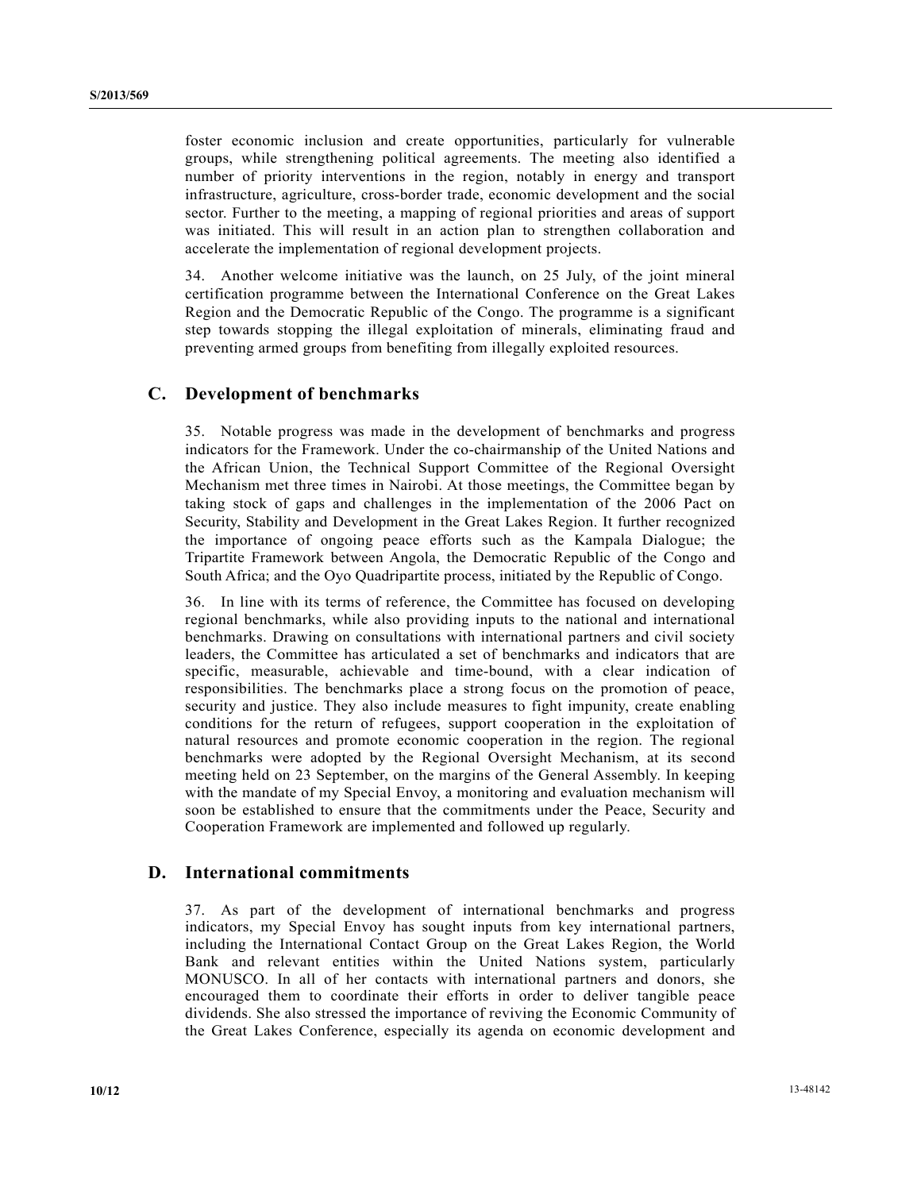foster economic inclusion and create opportunities, particularly for vulnerable groups, while strengthening political agreements. The meeting also identified a number of priority interventions in the region, notably in energy and transport infrastructure, agriculture, cross-border trade, economic development and the social sector. Further to the meeting, a mapping of regional priorities and areas of support was initiated. This will result in an action plan to strengthen collaboration and accelerate the implementation of regional development projects.

34. Another welcome initiative was the launch, on 25 July, of the joint mineral certification programme between the International Conference on the Great Lakes Region and the Democratic Republic of the Congo. The programme is a significant step towards stopping the illegal exploitation of minerals, eliminating fraud and preventing armed groups from benefiting from illegally exploited resources.

## C. Development of benchmarks

35. Notable progress was made in the development of benchmarks and progress indicators for the Framework. Under the co-chairmanship of the United Nations and the African Union, the Technical Support Committee of the Regional Oversight Mechanism met three times in Nairobi. At those meetings, the Committee began by taking stock of gaps and challenges in the implementation of the 2006 Pact on Security, Stability and Development in the Great Lakes Region. It further recognized the importance of ongoing peace efforts such as the Kampala Dialogue; the Tripartite Framework between Angola, the Democratic Republic of the Congo and South Africa; and the Oyo Quadripartite process, initiated by the Republic of Congo.

36. In line with its terms of reference, the Committee has focused on developing regional benchmarks, while also providing inputs to the national and international benchmarks. Drawing on consultations with international partners and civil society leaders, the Committee has articulated a set of benchmarks and indicators that are specific, measurable, achievable and time-bound, with a clear indication of responsibilities. The benchmarks place a strong focus on the promotion of peace, security and justice. They also include measures to fight impunity, create enabling conditions for the return of refugees, support cooperation in the exploitation of natural resources and promote economic cooperation in the region. The regional benchmarks were adopted by the Regional Oversight Mechanism, at its second meeting held on 23 September, on the margins of the General Assembly. In keeping with the mandate of my Special Envoy, a monitoring and evaluation mechanism will soon be established to ensure that the commitments under the Peace, Security and Cooperation Framework are implemented and followed up regularly.

## D. International commitments

37. As part of the development of international benchmarks and progress indicators, my Special Envoy has sought inputs from key international partners, including the International Contact Group on the Great Lakes Region, the World Bank and relevant entities within the United Nations system, particularly MONUSCO. In all of her contacts with international partners and donors, she encouraged them to coordinate their efforts in order to deliver tangible peace dividends. She also stressed the importance of reviving the Economic Community of the Great Lakes Conference, especially its agenda on economic development and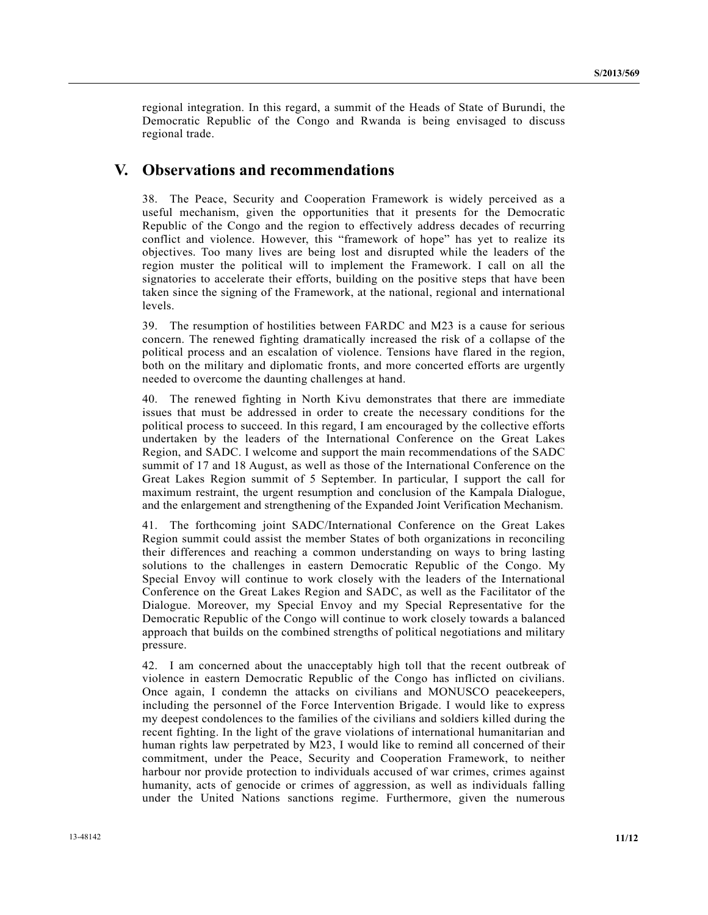regional integration. In this regard, a summit of the Heads of State of Burundi, the Democratic Republic of the Congo and Rwanda is being envisaged to discuss regional trade.

## V. Observations and recommendations

38. The Peace, Security and Cooperation Framework is widely perceived as a useful mechanism, given the opportunities that it presents for the Democratic Republic of the Congo and the region to effectively address decades of recurring conflict and violence. However, this "framework of hope" has yet to realize its objectives. Too many lives are being lost and disrupted while the leaders of the region muster the political will to implement the Framework. I call on all the signatories to accelerate their efforts, building on the positive steps that have been taken since the signing of the Framework, at the national, regional and international levels.

39. The resumption of hostilities between FARDC and M23 is a cause for serious concern. The renewed fighting dramatically increased the risk of a collapse of the political process and an escalation of violence. Tensions have flared in the region, both on the military and diplomatic fronts, and more concerted efforts are urgently needed to overcome the daunting challenges at hand.

40. The renewed fighting in North Kivu demonstrates that there are immediate issues that must be addressed in order to create the necessary conditions for the political process to succeed. In this regard, I am encouraged by the collective efforts undertaken by the leaders of the International Conference on the Great Lakes Region, and SADC. I welcome and support the main recommendations of the SADC summit of 17 and 18 August, as well as those of the International Conference on the Great Lakes Region summit of 5 September. In particular, I support the call for maximum restraint, the urgent resumption and conclusion of the Kampala Dialogue, and the enlargement and strengthening of the Expanded Joint Verification Mechanism.

41. The forthcoming joint SADC/International Conference on the Great Lakes Region summit could assist the member States of both organizations in reconciling their differences and reaching a common understanding on ways to bring lasting solutions to the challenges in eastern Democratic Republic of the Congo. My Special Envoy will continue to work closely with the leaders of the International Conference on the Great Lakes Region and SADC, as well as the Facilitator of the Dialogue. Moreover, my Special Envoy and my Special Representative for the Democratic Republic of the Congo will continue to work closely towards a balanced approach that builds on the combined strengths of political negotiations and military pressure.

42. I am concerned about the unacceptably high toll that the recent outbreak of violence in eastern Democratic Republic of the Congo has inflicted on civilians. Once again, I condemn the attacks on civilians and MONUSCO peacekeepers, including the personnel of the Force Intervention Brigade. I would like to express my deepest condolences to the families of the civilians and soldiers killed during the recent fighting. In the light of the grave violations of international humanitarian and human rights law perpetrated by M23, I would like to remind all concerned of their commitment, under the Peace, Security and Cooperation Framework, to neither harbour nor provide protection to individuals accused of war crimes, crimes against humanity, acts of genocide or crimes of aggression, as well as individuals falling under the United Nations sanctions regime. Furthermore, given the numerous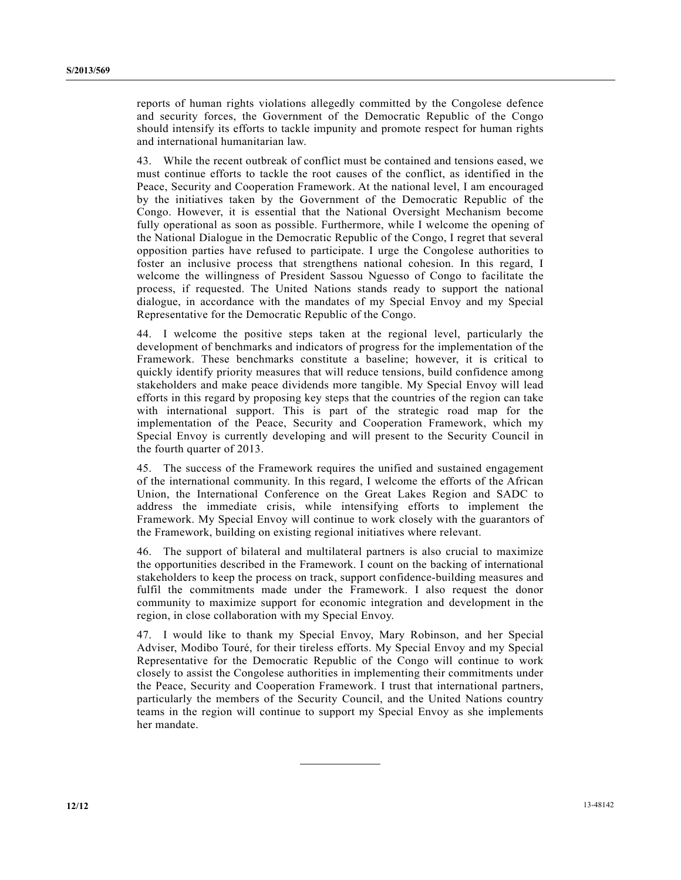reports of human rights violations allegedly committed by the Congolese defence and security forces, the Government of the Democratic Republic of the Congo should intensify its efforts to tackle impunity and promote respect for human rights and international humanitarian law.

43. While the recent outbreak of conflict must be contained and tensions eased, we must continue efforts to tackle the root causes of the conflict, as identified in the Peace, Security and Cooperation Framework. At the national level, I am encouraged by the initiatives taken by the Government of the Democratic Republic of the Congo. However, it is essential that the National Oversight Mechanism become fully operational as soon as possible. Furthermore, while I welcome the opening of the National Dialogue in the Democratic Republic of the Congo, I regret that several opposition parties have refused to participate. I urge the Congolese authorities to foster an inclusive process that strengthens national cohesion. In this regard, I welcome the willingness of President Sassou Nguesso of Congo to facilitate the process, if requested. The United Nations stands ready to support the national dialogue, in accordance with the mandates of my Special Envoy and my Special Representative for the Democratic Republic of the Congo.

44. I welcome the positive steps taken at the regional level, particularly the development of benchmarks and indicators of progress for the implementation of the Framework. These benchmarks constitute a baseline; however, it is critical to quickly identify priority measures that will reduce tensions, build confidence among stakeholders and make peace dividends more tangible. My Special Envoy will lead efforts in this regard by proposing key steps that the countries of the region can take with international support. This is part of the strategic road map for the implementation of the Peace, Security and Cooperation Framework, which my Special Envoy is currently developing and will present to the Security Council in the fourth quarter of 2013.

45. The success of the Framework requires the unified and sustained engagement of the international community. In this regard, I welcome the efforts of the African Union, the International Conference on the Great Lakes Region and SADC to address the immediate crisis, while intensifying efforts to implement the Framework. My Special Envoy will continue to work closely with the guarantors of the Framework, building on existing regional initiatives where relevant.

46. The support of bilateral and multilateral partners is also crucial to maximize the opportunities described in the Framework. I count on the backing of international stakeholders to keep the process on track, support confidence-building measures and fulfil the commitments made under the Framework. I also request the donor community to maximize support for economic integration and development in the region, in close collaboration with my Special Envoy.

47. I would like to thank my Special Envoy, Mary Robinson, and her Special Adviser, Modibo Touré, for their tireless efforts. My Special Envoy and my Special Representative for the Democratic Republic of the Congo will continue to work closely to assist the Congolese authorities in implementing their commitments under the Peace, Security and Cooperation Framework. I trust that international partners, particularly the members of the Security Council, and the United Nations country teams in the region will continue to support my Special Envoy as she implements her mandate.